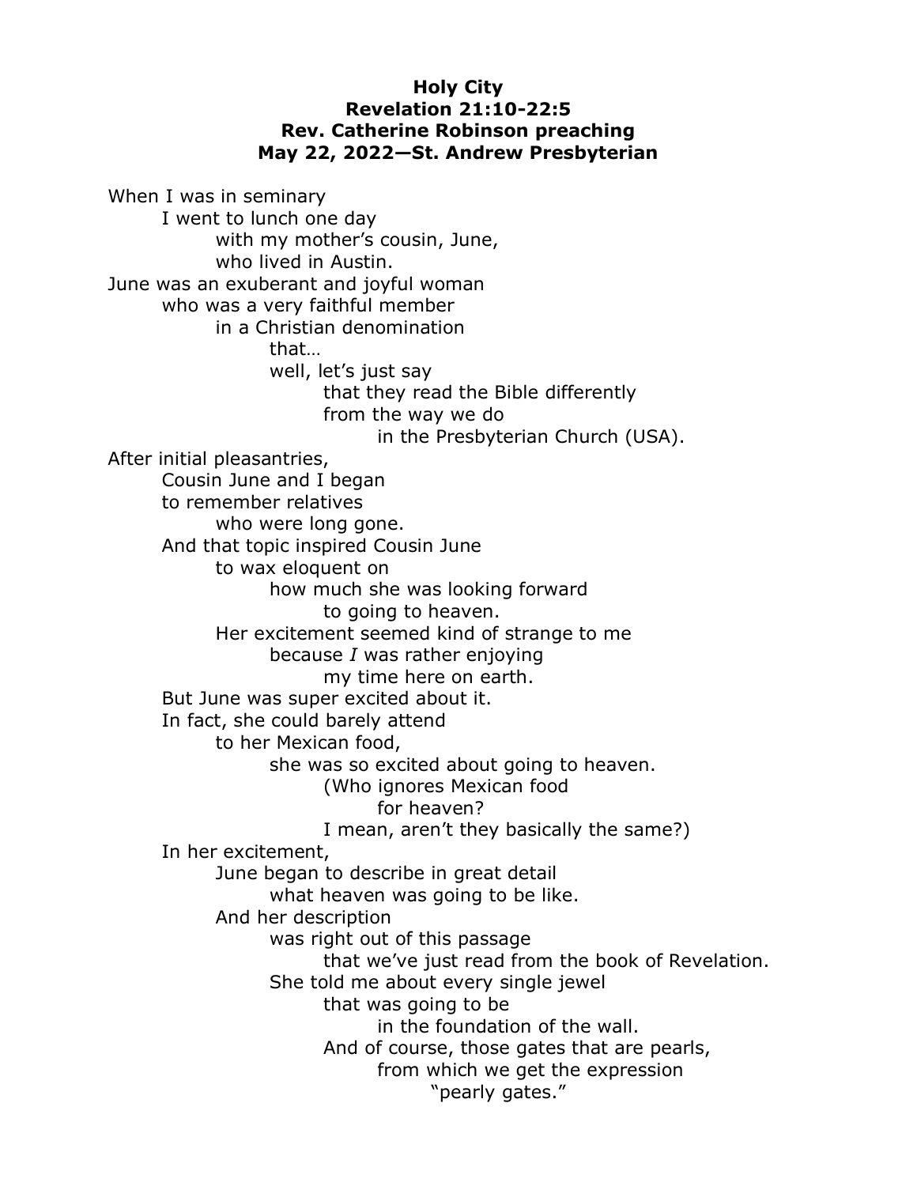**Holy City**
**Revelation 21:10-22:5**
**Rev. Catherine Robinson preaching**
**May 22, 2022—St. Andrew Presbyterian**

When I was in seminary
I went to lunch one day
with my mother's cousin, June,
who lived in Austin.
June was an exuberant and joyful woman
who was a very faithful member
in a Christian denomination
that…
well, let's just say
that they read the Bible differently
from the way we do
in the Presbyterian Church (USA).
After initial pleasantries,
Cousin June and I began
to remember relatives
who were long gone.
And that topic inspired Cousin June
to wax eloquent on
how much she was looking forward
to going to heaven.
Her excitement seemed kind of strange to me
because *I* was rather enjoying
my time here on earth.
But June was super excited about it.
In fact, she could barely attend
to her Mexican food,
she was so excited about going to heaven.
(Who ignores Mexican food
for heaven?
I mean, aren't they basically the same?)
In her excitement,
June began to describe in great detail
what heaven was going to be like.
And her description
was right out of this passage
that we've just read from the book of Revelation.
She told me about every single jewel
that was going to be
in the foundation of the wall.
And of course, those gates that are pearls,
from which we get the expression
"pearly gates."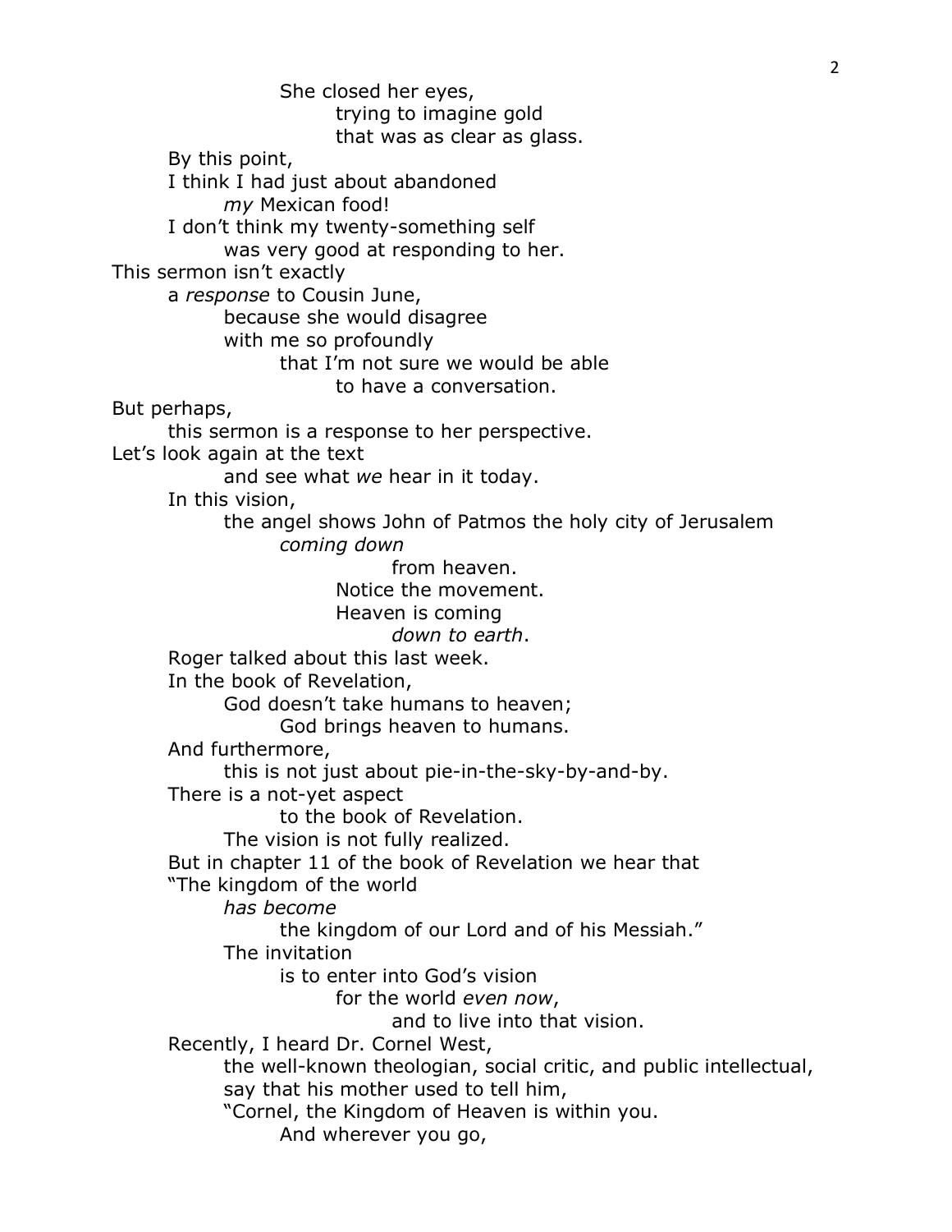She closed her eyes,
trying to imagine gold
that was as clear as glass.

By this point,
I think I had just about abandoned
*my* Mexican food!
I don't think my twenty-something self
was very good at responding to her.

This sermon isn't exactly
a *response* to Cousin June,
because she would disagree
with me so profoundly
that I'm not sure we would be able
to have a conversation.

But perhaps,
this sermon is a response to her perspective.

Let's look again at the text
and see what *we* hear in it today.
In this vision,
the angel shows John of Patmos the holy city of Jerusalem
*coming down*
from heaven.
Notice the movement.
Heaven is coming
*down to earth*.

Roger talked about this last week.
In the book of Revelation,
God doesn't take humans to heaven;
God brings heaven to humans.
And furthermore,
this is not just about pie-in-the-sky-by-and-by.
There is a not-yet aspect
to the book of Revelation.
The vision is not fully realized.
But in chapter 11 of the book of Revelation we hear that
"The kingdom of the world
*has become*
the kingdom of our Lord and of his Messiah."
The invitation
is to enter into God's vision
for the world *even now*,
and to live into that vision.

Recently, I heard Dr. Cornel West,
the well-known theologian, social critic, and public intellectual,
say that his mother used to tell him,
"Cornel, the Kingdom of Heaven is within you.
And wherever you go,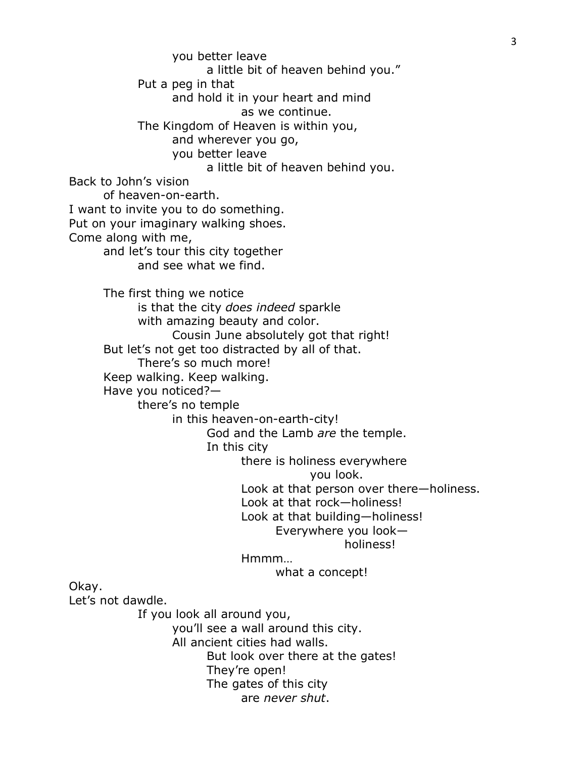you better leave
a little bit of heaven behind you."
Put a peg in that
and hold it in your heart and mind
as we continue.
The Kingdom of Heaven is within you,
and wherever you go,
you better leave
a little bit of heaven behind you.
Back to John's vision
of heaven-on-earth.
I want to invite you to do something.
Put on your imaginary walking shoes.
Come along with me,
and let's tour this city together
and see what we find.

The first thing we notice
is that the city *does indeed* sparkle
with amazing beauty and color.
Cousin June absolutely got that right!
But let's not get too distracted by all of that.
There's so much more!
Keep walking. Keep walking.
Have you noticed?—
there's no temple
in this heaven-on-earth-city!
God and the Lamb *are* the temple.
In this city
there is holiness everywhere
you look.
Look at that person over there—holiness.
Look at that rock—holiness!
Look at that building—holiness!
Everywhere you look—
holiness!
Hmmm…
what a concept!
Okay.
Let's not dawdle.
If you look all around you,
you'll see a wall around this city.
All ancient cities had walls.
But look over there at the gates!
They're open!
The gates of this city
are *never shut*.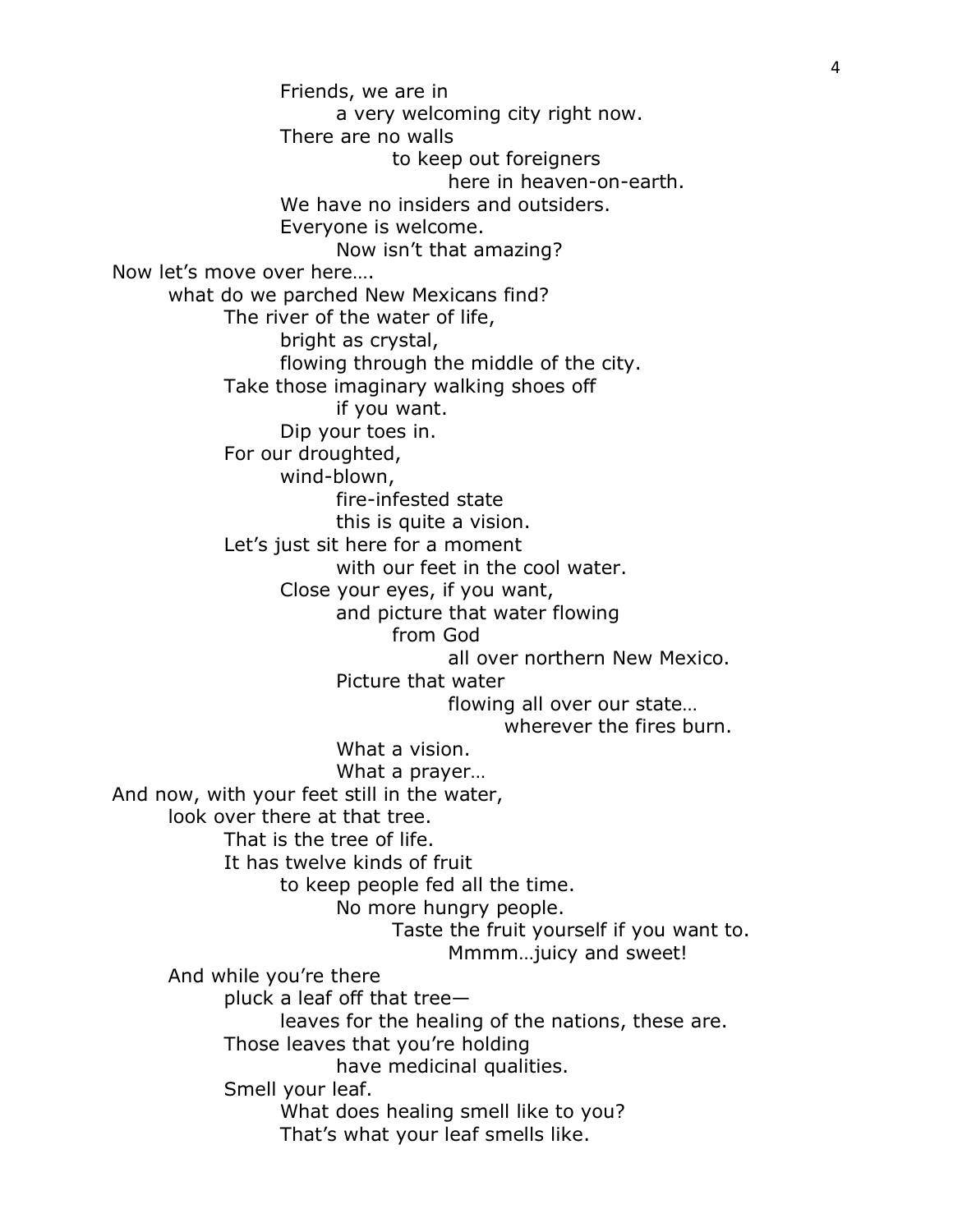Friends, we are in
a very welcoming city right now.
There are no walls
to keep out foreigners
here in heaven-on-earth.
We have no insiders and outsiders.
Everyone is welcome.
Now isn't that amazing?
Now let's move over here….
what do we parched New Mexicans find?
The river of the water of life,
bright as crystal,
flowing through the middle of the city.
Take those imaginary walking shoes off
if you want.
Dip your toes in.
For our droughted,
wind-blown,
fire-infested state
this is quite a vision.
Let's just sit here for a moment
with our feet in the cool water.
Close your eyes, if you want,
and picture that water flowing
from God
all over northern New Mexico.
Picture that water
flowing all over our state…
wherever the fires burn.
What a vision.
What a prayer…
And now, with your feet still in the water,
look over there at that tree.
That is the tree of life.
It has twelve kinds of fruit
to keep people fed all the time.
No more hungry people.
Taste the fruit yourself if you want to.
Mmmm…juicy and sweet!
And while you're there
pluck a leaf off that tree—
leaves for the healing of the nations, these are.
Those leaves that you're holding
have medicinal qualities.
Smell your leaf.
What does healing smell like to you?
That's what your leaf smells like.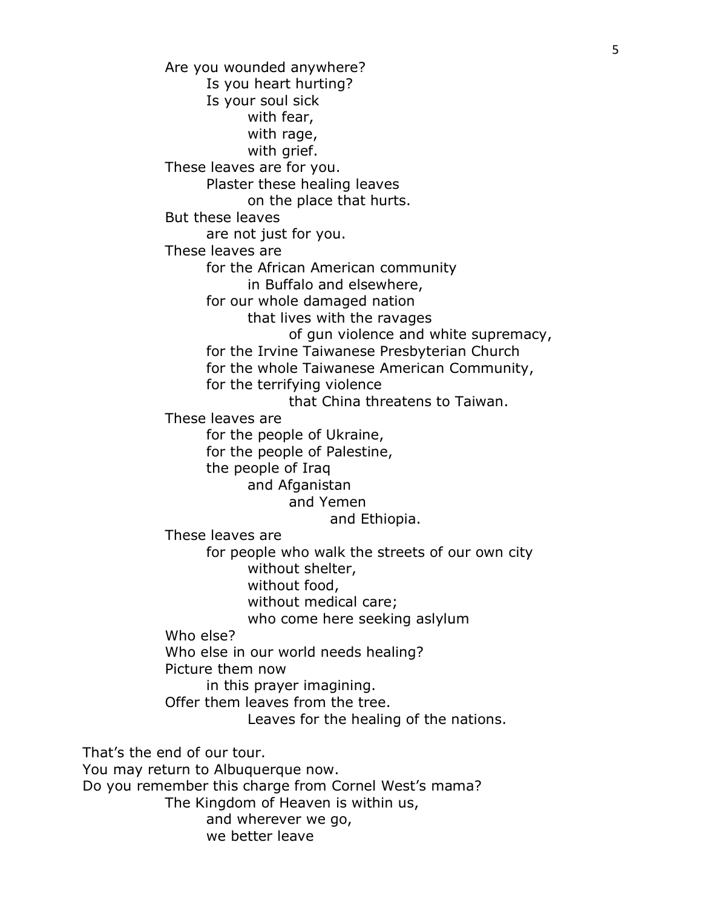Are you wounded anywhere?
Is you heart hurting?
Is your soul sick
with fear,
with rage,
with grief.
These leaves are for you.
Plaster these healing leaves
on the place that hurts.
But these leaves
are not just for you.
These leaves are
for the African American community
in Buffalo and elsewhere,
for our whole damaged nation
that lives with the ravages
of gun violence and white supremacy,
for the Irvine Taiwanese Presbyterian Church
for the whole Taiwanese American Community,
for the terrifying violence
that China threatens to Taiwan.
These leaves are
for the people of Ukraine,
for the people of Palestine,
the people of Iraq
and Afganistan
and Yemen
and Ethiopia.
These leaves are
for people who walk the streets of our own city
without shelter,
without food,
without medical care;
who come here seeking aslylum
Who else?
Who else in our world needs healing?
Picture them now
in this prayer imagining.
Offer them leaves from the tree.
Leaves for the healing of the nations.

That's the end of our tour.
You may return to Albuquerque now.
Do you remember this charge from Cornel West's mama?
The Kingdom of Heaven is within us,
and wherever we go,
we better leave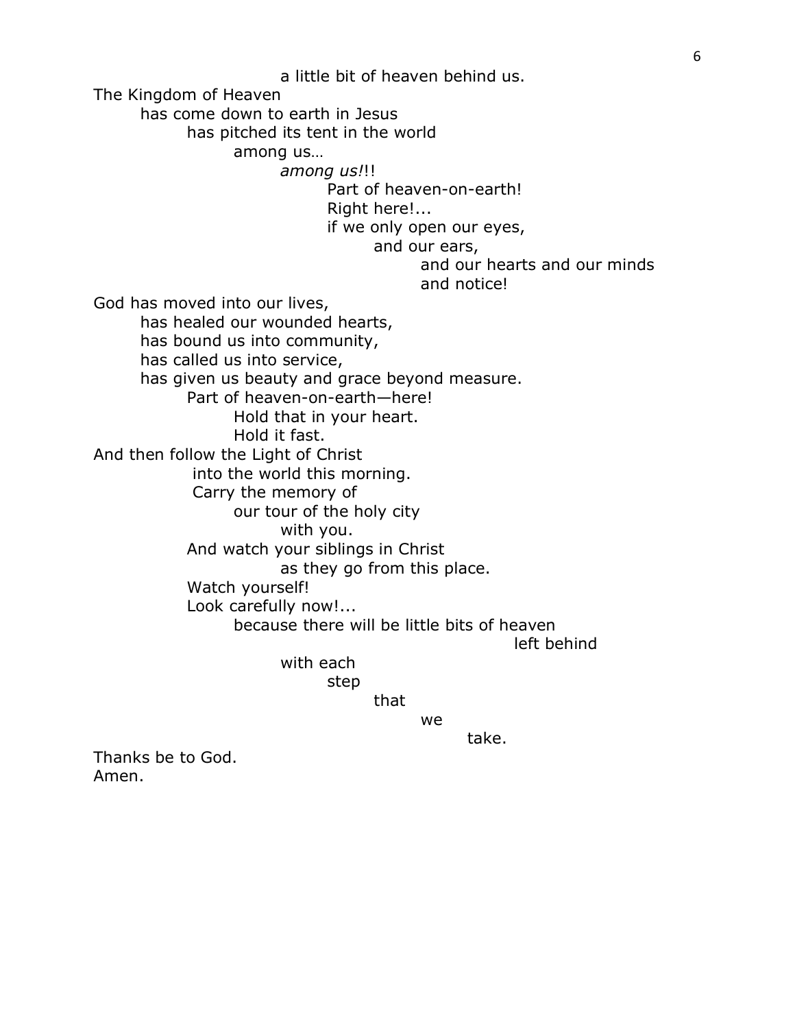a little bit of heaven behind us.

The Kingdom of Heaven
has come down to earth in Jesus
has pitched its tent in the world
among us…
*among us!*!!
Part of heaven-on-earth!
Right here!...
if we only open our eyes,
and our ears,
and our hearts and our minds
and notice!

God has moved into our lives,
has healed our wounded hearts,
has bound us into community,
has called us into service,
has given us beauty and grace beyond measure.
Part of heaven-on-earth—here!
Hold that in your heart.
Hold it fast.

And then follow the Light of Christ
into the world this morning.
Carry the memory of
our tour of the holy city
with you.
And watch your siblings in Christ
as they go from this place.
Watch yourself!
Look carefully now!...
because there will be little bits of heaven
left behind
with each
step
that
we
take.

Thanks be to God.
Amen.